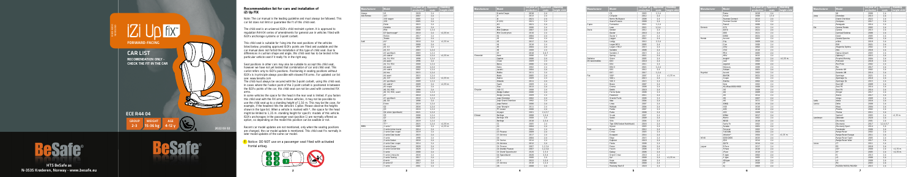# iZi Up fix™

FORWARD-FACING

## CAR LIST

RECOMMENDATION ONLY - CHECK THE FIT IN THE CAR

ECE R44 04

| GROUP | WEIGHT | AGE |
|---|---|---|
| 2-3 | 15-36 kg | 4-12 y |

2022 03 02

BeSafe®

HTS BeSafe as
N-3535 Krøderen, Norway · www.besafe.eu

## Recommendation list for cars and installation of iZi Up FIX

Note: The car manual is the leading guideline and must always be followed. This car list does not limit or guarantee the fit of this child seat.

The child seat is an universal ISOfix child restraint system. It is approved to regulation R44-04 series of amendments for general use in vehicles fitted with ISOfix anchorage systems or 3-point safety belt.

This child seat is suitable for fixing into the seat positions of the vehicles listed below, providing approved ISOfix points are fitted and available and the car manual does not forbid the installation of this type of child seat. Due to differences in cushion shape and angle, this child seat has to be tested in the particular vehicle seat if it really fits in the right way.

Seat positions in other cars may also be suitable to accept this child seat, however we have not yet tested that combination of car and child seat. This carlist refers only to ISOfix positions. Positioning in seating positions without ISOfix is in principle always possible with stowed FIX arms. For updated car list see: www.besafe.com

The child must always be secured with the 3-point carbelt, using this child seat. In cases where the fixation point of the 3-point carbelt is positioned in between the ISOfix points of the car, this child seat can not be used with connected FIX arms.

In some vehicles the space for the head in the rear seat is limited. If you fasten this child seat with the FIX arms in these vehicles, it may not be possible to use the child seat up to a standing height of 1.50 m. This may be the case, for example, if the headrest hits the vehicle's C-pillar. Please observe the heights shown in the type list. When a vehicle is marked with *, the space for the head might be limited to 1.35 m. standing height for specific models of this vehicle. ISOfix anchorages in the passenger seat (position 1) are normally offered as option, so depending on the model this position can be available or not.

Recent car model updates are not mentioned, only when the seating positions are changed, the car model update is mentioned. This child seat fits normally in later model updates of the same car model.

! Notice: DO NOT use on a passenger seat fitted with activated frontal airbag.